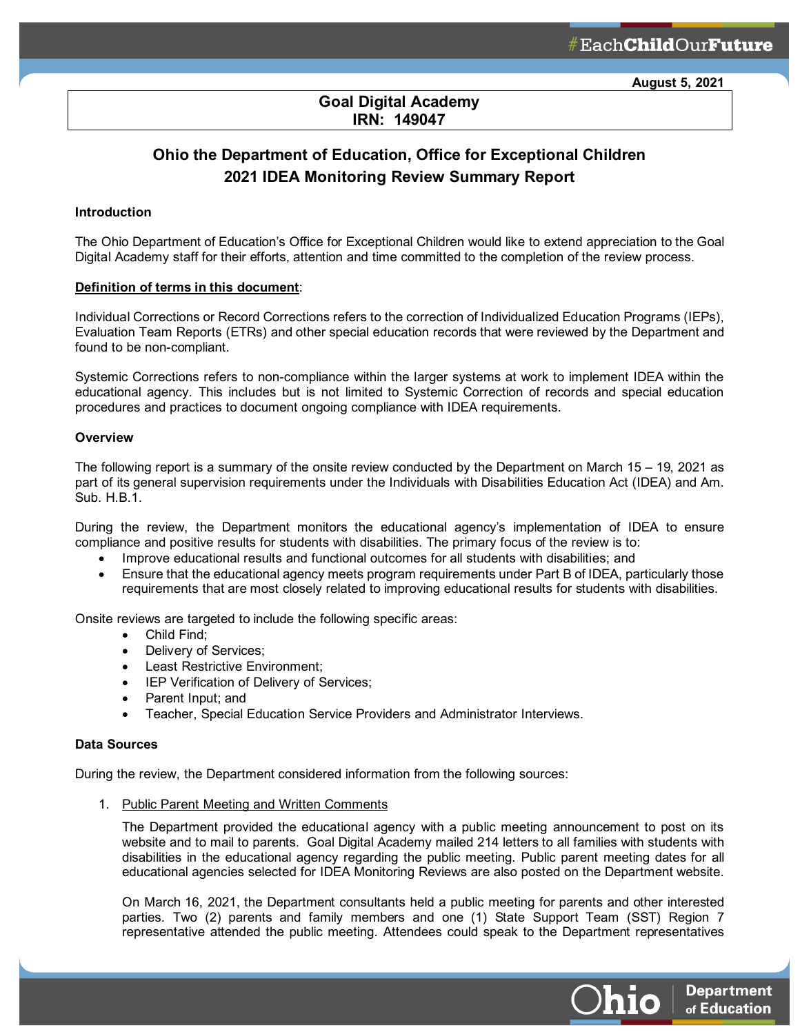August 5, 2021

**Goal Digital Academy**
**IRN: 149047**

## Ohio the Department of Education, Office for Exceptional Children
## 2021 IDEA Monitoring Review Summary Report

### Introduction

The Ohio Department of Education's Office for Exceptional Children would like to extend appreciation to the Goal Digital Academy staff for their efforts, attention and time committed to the completion of the review process.

**Definition of terms in this document**:

Individual Corrections or Record Corrections refers to the correction of Individualized Education Programs (IEPs), Evaluation Team Reports (ETRs) and other special education records that were reviewed by the Department and found to be non-compliant.

Systemic Corrections refers to non-compliance within the larger systems at work to implement IDEA within the educational agency. This includes but is not limited to Systemic Correction of records and special education procedures and practices to document ongoing compliance with IDEA requirements.

### Overview

The following report is a summary of the onsite review conducted by the Department on March 15 – 19, 2021 as part of its general supervision requirements under the Individuals with Disabilities Education Act (IDEA) and Am. Sub. H.B.1.

During the review, the Department monitors the educational agency's implementation of IDEA to ensure compliance and positive results for students with disabilities. The primary focus of the review is to:

- Improve educational results and functional outcomes for all students with disabilities; and
- Ensure that the educational agency meets program requirements under Part B of IDEA, particularly those requirements that are most closely related to improving educational results for students with disabilities.

Onsite reviews are targeted to include the following specific areas:

- Child Find;
- Delivery of Services;
- Least Restrictive Environment;
- IEP Verification of Delivery of Services;
- Parent Input; and
- Teacher, Special Education Service Providers and Administrator Interviews.

### Data Sources

During the review, the Department considered information from the following sources:

1. Public Parent Meeting and Written Comments

   The Department provided the educational agency with a public meeting announcement to post on its website and to mail to parents. Goal Digital Academy mailed 214 letters to all families with students with disabilities in the educational agency regarding the public meeting. Public parent meeting dates for all educational agencies selected for IDEA Monitoring Reviews are also posted on the Department website.

   On March 16, 2021, the Department consultants held a public meeting for parents and other interested parties. Two (2) parents and family members and one (1) State Support Team (SST) Region 7 representative attended the public meeting. Attendees could speak to the Department representatives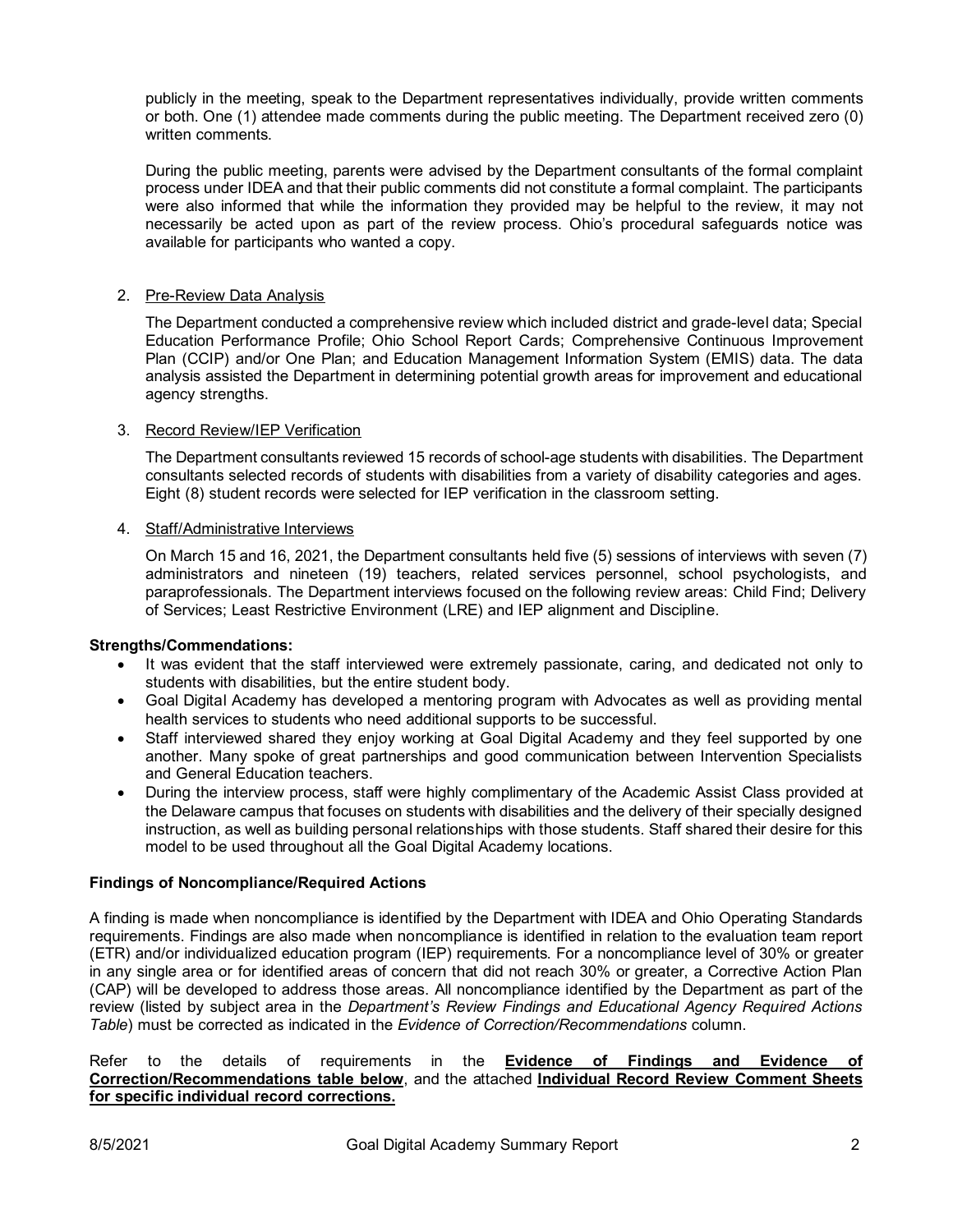publicly in the meeting, speak to the Department representatives individually, provide written comments or both. One (1) attendee made comments during the public meeting. The Department received zero (0) written comments.

During the public meeting, parents were advised by the Department consultants of the formal complaint process under IDEA and that their public comments did not constitute a formal complaint. The participants were also informed that while the information they provided may be helpful to the review, it may not necessarily be acted upon as part of the review process. Ohio's procedural safeguards notice was available for participants who wanted a copy.

2. Pre-Review Data Analysis

   The Department conducted a comprehensive review which included district and grade-level data; Special Education Performance Profile; Ohio School Report Cards; Comprehensive Continuous Improvement Plan (CCIP) and/or One Plan; and Education Management Information System (EMIS) data. The data analysis assisted the Department in determining potential growth areas for improvement and educational agency strengths.

3. Record Review/IEP Verification

   The Department consultants reviewed 15 records of school-age students with disabilities. The Department consultants selected records of students with disabilities from a variety of disability categories and ages. Eight (8) student records were selected for IEP verification in the classroom setting.

4. Staff/Administrative Interviews

   On March 15 and 16, 2021, the Department consultants held five (5) sessions of interviews with seven (7) administrators and nineteen (19) teachers, related services personnel, school psychologists, and paraprofessionals. The Department interviews focused on the following review areas: Child Find; Delivery of Services; Least Restrictive Environment (LRE) and IEP alignment and Discipline.

**Strengths/Commendations:**

- It was evident that the staff interviewed were extremely passionate, caring, and dedicated not only to students with disabilities, but the entire student body.
- Goal Digital Academy has developed a mentoring program with Advocates as well as providing mental health services to students who need additional supports to be successful.
- Staff interviewed shared they enjoy working at Goal Digital Academy and they feel supported by one another. Many spoke of great partnerships and good communication between Intervention Specialists and General Education teachers.
- During the interview process, staff were highly complimentary of the Academic Assist Class provided at the Delaware campus that focuses on students with disabilities and the delivery of their specially designed instruction, as well as building personal relationships with those students. Staff shared their desire for this model to be used throughout all the Goal Digital Academy locations.

**Findings of Noncompliance/Required Actions**

A finding is made when noncompliance is identified by the Department with IDEA and Ohio Operating Standards requirements. Findings are also made when noncompliance is identified in relation to the evaluation team report (ETR) and/or individualized education program (IEP) requirements. For a noncompliance level of 30% or greater in any single area or for identified areas of concern that did not reach 30% or greater, a Corrective Action Plan (CAP) will be developed to address those areas. All noncompliance identified by the Department as part of the review (listed by subject area in the *Department's Review Findings and Educational Agency Required Actions Table*) must be corrected as indicated in the *Evidence of Correction/Recommendations* column.

Refer to the details of requirements in the **Evidence of Findings and Evidence of Correction/Recommendations table below**, and the attached **Individual Record Review Comment Sheets for specific individual record corrections.**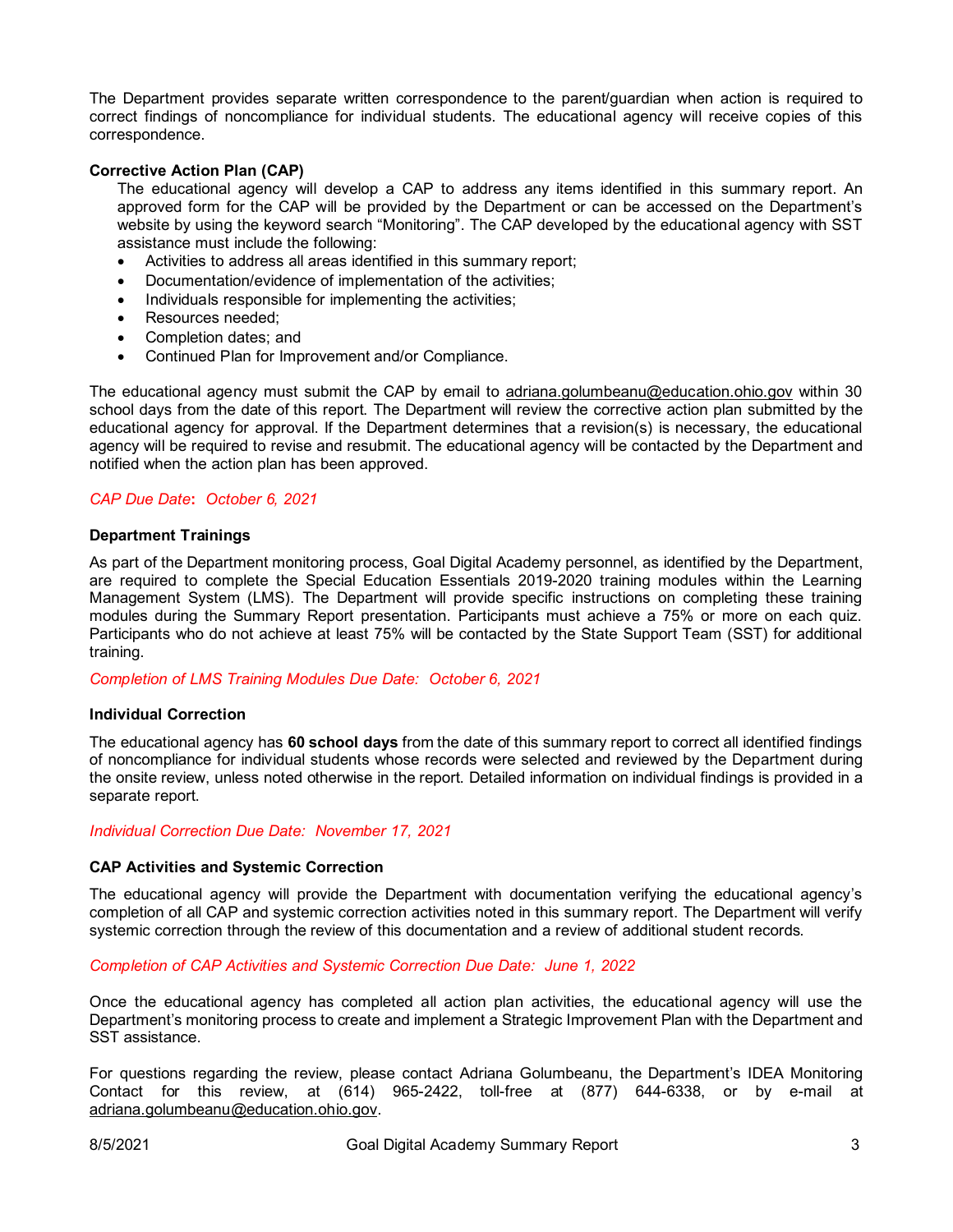The Department provides separate written correspondence to the parent/guardian when action is required to correct findings of noncompliance for individual students. The educational agency will receive copies of this correspondence.

**Corrective Action Plan (CAP)**

The educational agency will develop a CAP to address any items identified in this summary report. An approved form for the CAP will be provided by the Department or can be accessed on the Department's website by using the keyword search "Monitoring". The CAP developed by the educational agency with SST assistance must include the following:

- Activities to address all areas identified in this summary report;
- Documentation/evidence of implementation of the activities;
- Individuals responsible for implementing the activities;
- Resources needed;
- Completion dates; and
- Continued Plan for Improvement and/or Compliance.

The educational agency must submit the CAP by email to adriana.golumbeanu@education.ohio.gov within 30 school days from the date of this report. The Department will review the corrective action plan submitted by the educational agency for approval. If the Department determines that a revision(s) is necessary, the educational agency will be required to revise and resubmit. The educational agency will be contacted by the Department and notified when the action plan has been approved.

*CAP Due Date:* *October 6, 2021*

**Department Trainings**

As part of the Department monitoring process, Goal Digital Academy personnel, as identified by the Department, are required to complete the Special Education Essentials 2019-2020 training modules within the Learning Management System (LMS). The Department will provide specific instructions on completing these training modules during the Summary Report presentation. Participants must achieve a 75% or more on each quiz. Participants who do not achieve at least 75% will be contacted by the State Support Team (SST) for additional training.

*Completion of LMS Training Modules Due Date: October 6, 2021*

**Individual Correction**

The educational agency has **60 school days** from the date of this summary report to correct all identified findings of noncompliance for individual students whose records were selected and reviewed by the Department during the onsite review, unless noted otherwise in the report. Detailed information on individual findings is provided in a separate report.

*Individual Correction Due Date: November 17, 2021*

**CAP Activities and Systemic Correction**

The educational agency will provide the Department with documentation verifying the educational agency's completion of all CAP and systemic correction activities noted in this summary report. The Department will verify systemic correction through the review of this documentation and a review of additional student records.

*Completion of CAP Activities and Systemic Correction Due Date: June 1, 2022*

Once the educational agency has completed all action plan activities, the educational agency will use the Department's monitoring process to create and implement a Strategic Improvement Plan with the Department and SST assistance.

For questions regarding the review, please contact Adriana Golumbeanu, the Department's IDEA Monitoring Contact for this review, at (614) 965-2422, toll-free at (877) 644-6338, or by e-mail at adriana.golumbeanu@education.ohio.gov.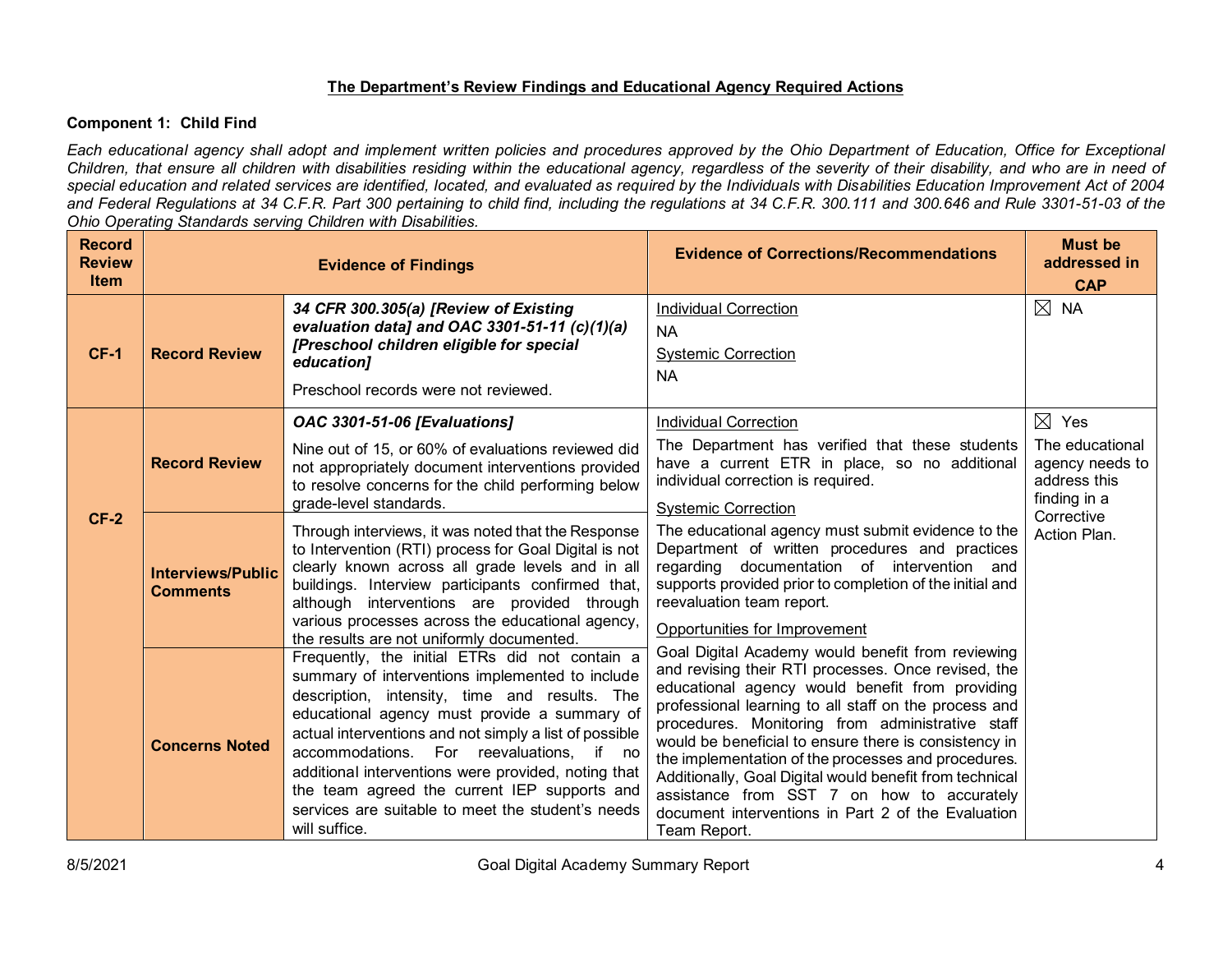## The Department's Review Findings and Educational Agency Required Actions

### Component 1: Child Find

*Each educational agency shall adopt and implement written policies and procedures approved by the Ohio Department of Education, Office for Exceptional Children, that ensure all children with disabilities residing within the educational agency, regardless of the severity of their disability, and who are in need of special education and related services are identified, located, and evaluated as required by the Individuals with Disabilities Education Improvement Act of 2004 and Federal Regulations at 34 C.F.R. Part 300 pertaining to child find, including the regulations at 34 C.F.R. 300.111 and 300.646 and Rule 3301-51-03 of the Ohio Operating Standards serving Children with Disabilities.*

| Record Review Item | Evidence of Findings | | Evidence of Corrections/Recommendations | Must be addressed in CAP |
|---|---|---|---|---|
| **CF-1** | **Record Review** | ***34 CFR 300.305(a) [Review of Existing evaluation data] and OAC 3301-51-11 (c)(1)(a) [Preschool children eligible for special education]***<br><br>Preschool records were not reviewed. | Individual Correction<br>NA<br>Systemic Correction<br>NA | ☒ NA |
| **CF-2** | **Record Review** | ***OAC 3301-51-06 [Evaluations]***<br><br>Nine out of 15, or 60% of evaluations reviewed did not appropriately document interventions provided to resolve concerns for the child performing below grade-level standards. | Individual Correction<br>The Department has verified that these students have a current ETR in place, so no additional individual correction is required.<br><br>Systemic Correction<br>The educational agency must submit evidence to the Department of written procedures and practices regarding documentation of intervention and supports provided prior to completion of the initial and reevaluation team report.<br><br>Opportunities for Improvement<br>Goal Digital Academy would benefit from reviewing and revising their RTI processes. Once revised, the educational agency would benefit from providing professional learning to all staff on the process and procedures. Monitoring from administrative staff would be beneficial to ensure there is consistency in the implementation of the processes and procedures. Additionally, Goal Digital would benefit from technical assistance from SST 7 on how to accurately document interventions in Part 2 of the Evaluation Team Report. | ☒ Yes<br>The educational agency needs to address this finding in a Corrective Action Plan. |
| | **Interviews/Public Comments** | Through interviews, it was noted that the Response to Intervention (RTI) process for Goal Digital is not clearly known across all grade levels and in all buildings. Interview participants confirmed that, although interventions are provided through various processes across the educational agency, the results are not uniformly documented. | | |
| | **Concerns Noted** | Frequently, the initial ETRs did not contain a summary of interventions implemented to include description, intensity, time and results. The educational agency must provide a summary of actual interventions and not simply a list of possible accommodations. For reevaluations, if no additional interventions were provided, noting that the team agreed the current IEP supports and services are suitable to meet the student's needs will suffice. | | |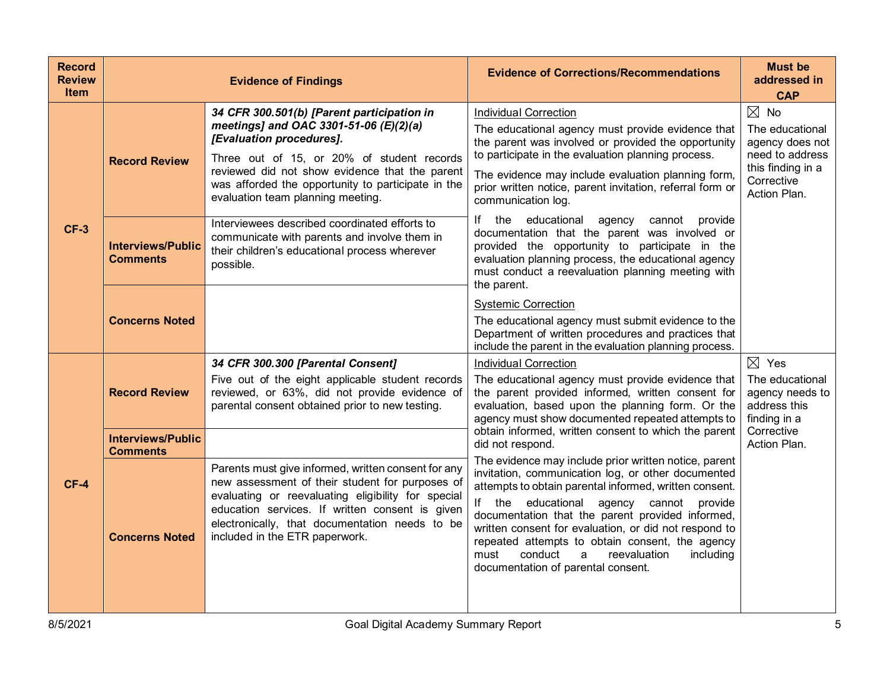| Record Review Item | Evidence of Findings | | Evidence of Corrections/Recommendations | Must be addressed in CAP |
|---|---|---|---|---|
| CF-3 | Record Review | ***34 CFR 300.501(b) [Parent participation in meetings] and OAC 3301-51-06 (E)(2)(a) [Evaluation procedures].*** Three out of 15, or 20% of student records reviewed did not show evidence that the parent was afforded the opportunity to participate in the evaluation team planning meeting. | Individual Correction<br>The educational agency must provide evidence that the parent was involved or provided the opportunity to participate in the evaluation planning process.<br>The evidence may include evaluation planning form, prior written notice, parent invitation, referral form or communication log.<br>If the educational agency cannot provide documentation that the parent was involved or provided the opportunity to participate in the evaluation planning process, the educational agency must conduct a reevaluation planning meeting with the parent.<br>Systemic Correction<br>The educational agency must submit evidence to the Department of written procedures and practices that include the parent in the evaluation planning process. | ☒ No<br>The educational agency does not need to address this finding in a Corrective Action Plan. |
| | Interviews/Public Comments | Interviewees described coordinated efforts to communicate with parents and involve them in their children's educational process wherever possible. | | |
| | Concerns Noted | | | |
| CF-4 | Record Review | ***34 CFR 300.300 [Parental Consent]*** Five out of the eight applicable student records reviewed, or 63%, did not provide evidence of parental consent obtained prior to new testing. | Individual Correction<br>The educational agency must provide evidence that the parent provided informed, written consent for evaluation, based upon the planning form. Or the agency must show documented repeated attempts to obtain informed, written consent to which the parent did not respond.<br>The evidence may include prior written notice, parent invitation, communication log, or other documented attempts to obtain parental informed, written consent.<br>If the educational agency cannot provide documentation that the parent provided informed, written consent for evaluation, or did not respond to repeated attempts to obtain consent, the agency must conduct a reevaluation including documentation of parental consent. | ☒ Yes<br>The educational agency needs to address this finding in a Corrective Action Plan. |
| | Interviews/Public Comments | | | |
| | Concerns Noted | Parents must give informed, written consent for any new assessment of their student for purposes of evaluating or reevaluating eligibility for special education services. If written consent is given electronically, that documentation needs to be included in the ETR paperwork. | | |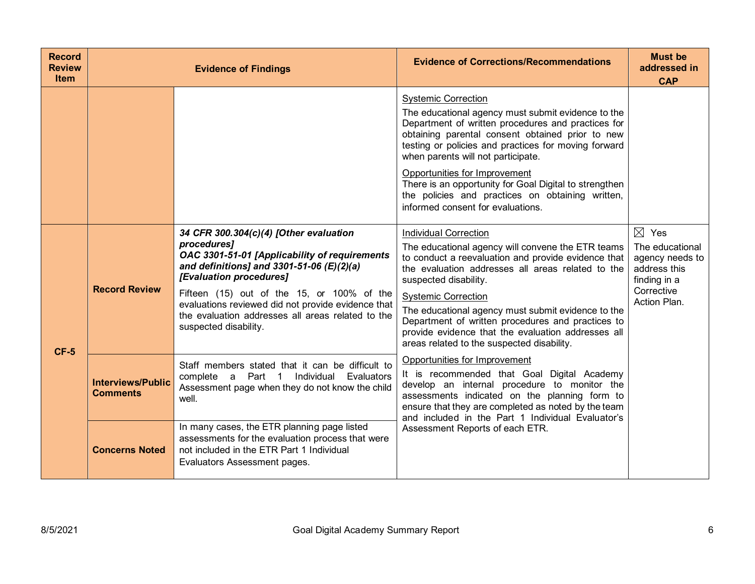| Record Review Item | Evidence of Findings | | Evidence of Corrections/Recommendations | Must be addressed in CAP |
|---|---|---|---|---|
| | | | Systemic Correction<br>The educational agency must submit evidence to the Department of written procedures and practices for obtaining parental consent obtained prior to new testing or policies and practices for moving forward when parents will not participate.<br>Opportunities for Improvement<br>There is an opportunity for Goal Digital to strengthen the policies and practices on obtaining written, informed consent for evaluations. | |
| CF-5 | **Record Review** | ***34 CFR 300.304(c)(4) [Other evaluation procedures]***<br>***OAC 3301-51-01 [Applicability of requirements and definitions] and 3301-51-06 (E)(2)(a) [Evaluation procedures]***<br>Fifteen (15) out of the 15, or 100% of the evaluations reviewed did not provide evidence that the evaluation addresses all areas related to the suspected disability. | Individual Correction<br>The educational agency will convene the ETR teams to conduct a reevaluation and provide evidence that the evaluation addresses all areas related to the suspected disability.<br>Systemic Correction<br>The educational agency must submit evidence to the Department of written procedures and practices to provide evidence that the evaluation addresses all areas related to the suspected disability.<br>Opportunities for Improvement<br>It is recommended that Goal Digital Academy develop an internal procedure to monitor the assessments indicated on the planning form to ensure that they are completed as noted by the team and included in the Part 1 Individual Evaluator's Assessment Reports of each ETR. | ☒ Yes<br>The educational agency needs to address this finding in a Corrective Action Plan. |
| | **Interviews/Public Comments** | Staff members stated that it can be difficult to complete a Part 1 Individual Evaluators Assessment page when they do not know the child well. | | |
| | **Concerns Noted** | In many cases, the ETR planning page listed assessments for the evaluation process that were not included in the ETR Part 1 Individual Evaluators Assessment pages. | | |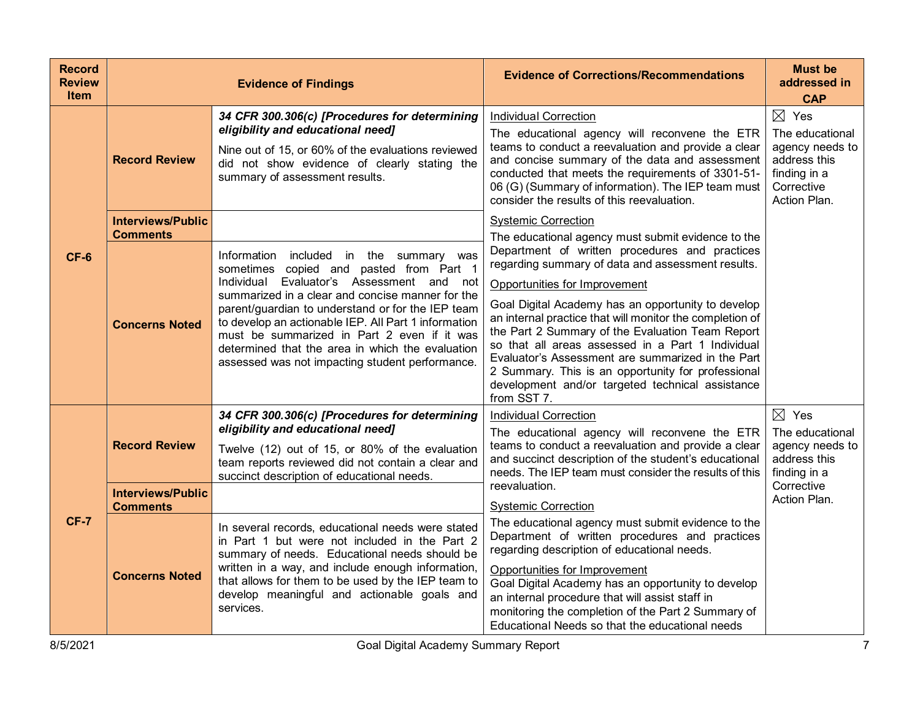| Record Review Item | | Evidence of Findings | Evidence of Corrections/Recommendations | Must be addressed in CAP |
|---|---|---|---|---|
| CF-6 | Record Review | ***34 CFR 300.306(c) [Procedures for determining eligibility and educational need]*** Nine out of 15, or 60% of the evaluations reviewed did not show evidence of clearly stating the summary of assessment results. | <u>Individual Correction</u> The educational agency will reconvene the ETR teams to conduct a reevaluation and provide a clear and concise summary of the data and assessment conducted that meets the requirements of 3301-51-06 (G) (Summary of information). The IEP team must consider the results of this reevaluation. <u>Systemic Correction</u> The educational agency must submit evidence to the Department of written procedures and practices regarding summary of data and assessment results. <u>Opportunities for Improvement</u> Goal Digital Academy has an opportunity to develop an internal practice that will monitor the completion of the Part 2 Summary of the Evaluation Team Report so that all areas assessed in a Part 1 Individual Evaluator's Assessment are summarized in the Part 2 Summary. This is an opportunity for professional development and/or targeted technical assistance from SST 7. | ☒ Yes The educational agency needs to address this finding in a Corrective Action Plan. |
| | Interviews/Public Comments | | | |
| | Concerns Noted | Information included in the summary was sometimes copied and pasted from Part 1 Individual Evaluator's Assessment and not summarized in a clear and concise manner for the parent/guardian to understand or for the IEP team to develop an actionable IEP. All Part 1 information must be summarized in Part 2 even if it was determined that the area in which the evaluation assessed was not impacting student performance. | | |
| CF-7 | Record Review | ***34 CFR 300.306(c) [Procedures for determining eligibility and educational need]*** Twelve (12) out of 15, or 80% of the evaluation team reports reviewed did not contain a clear and succinct description of educational needs. | <u>Individual Correction</u> The educational agency will reconvene the ETR teams to conduct a reevaluation and provide a clear and succinct description of the student's educational needs. The IEP team must consider the results of this reevaluation. <u>Systemic Correction</u> The educational agency must submit evidence to the Department of written procedures and practices regarding description of educational needs. <u>Opportunities for Improvement</u> Goal Digital Academy has an opportunity to develop an internal procedure that will assist staff in monitoring the completion of the Part 2 Summary of Educational Needs so that the educational needs | ☒ Yes The educational agency needs to address this finding in a Corrective Action Plan. |
| | Interviews/Public Comments | | | |
| | Concerns Noted | In several records, educational needs were stated in Part 1 but were not included in the Part 2 summary of needs. Educational needs should be written in a way, and include enough information, that allows for them to be used by the IEP team to develop meaningful and actionable goals and services. | | |

8/5/2021 Goal Digital Academy Summary Report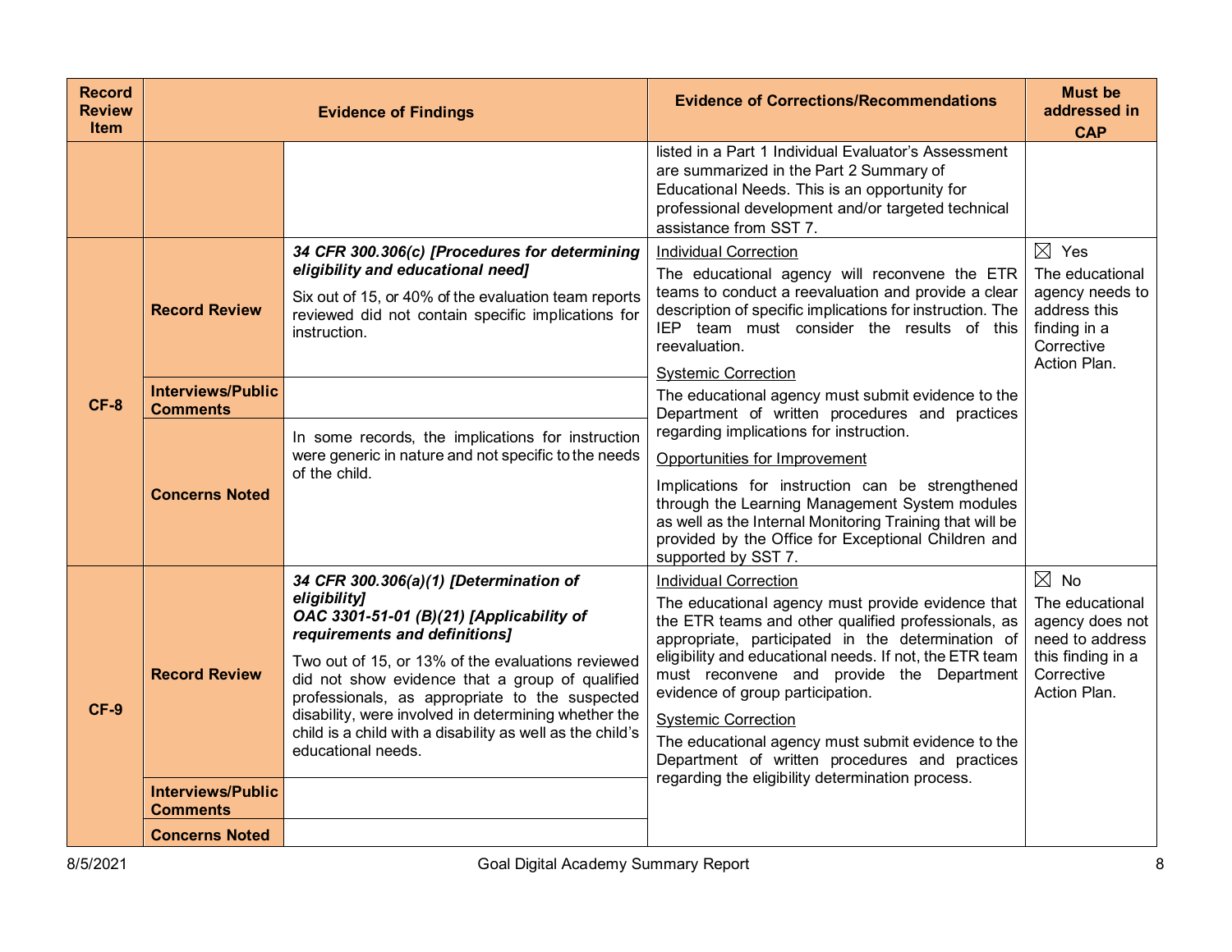| Record Review Item | Evidence of Findings | | Evidence of Corrections/Recommendations | Must be addressed in CAP |
|---|---|---|---|---|
| | | | listed in a Part 1 Individual Evaluator's Assessment are summarized in the Part 2 Summary of Educational Needs. This is an opportunity for professional development and/or targeted technical assistance from SST 7. | |
| **CF-8** | **Record Review** | ***34 CFR 300.306(c) [Procedures for determining eligibility and educational need]*** <br> Six out of 15, or 40% of the evaluation team reports reviewed did not contain specific implications for instruction. | <u>Individual Correction</u> <br> The educational agency will reconvene the ETR teams to conduct a reevaluation and provide a clear description of specific implications for instruction. The IEP team must consider the results of this reevaluation. <br> <u>Systemic Correction</u> <br> The educational agency must submit evidence to the Department of written procedures and practices regarding implications for instruction. <br> <u>Opportunities for Improvement</u> <br> Implications for instruction can be strengthened through the Learning Management System modules as well as the Internal Monitoring Training that will be provided by the Office for Exceptional Children and supported by SST 7. | ☒ Yes <br> The educational agency needs to address this finding in a Corrective Action Plan. |
| | **Interviews/Public Comments** | | | |
| | **Concerns Noted** | In some records, the implications for instruction were generic in nature and not specific to the needs of the child. | | |
| **CF-9** | **Record Review** | ***34 CFR 300.306(a)(1) [Determination of eligibility]*** <br> ***OAC 3301-51-01 (B)(21) [Applicability of requirements and definitions]*** <br> Two out of 15, or 13% of the evaluations reviewed did not show evidence that a group of qualified professionals, as appropriate to the suspected disability, were involved in determining whether the child is a child with a disability as well as the child's educational needs. | <u>Individual Correction</u> <br> The educational agency must provide evidence that the ETR teams and other qualified professionals, as appropriate, participated in the determination of eligibility and educational needs. If not, the ETR team must reconvene and provide the Department evidence of group participation. <br> <u>Systemic Correction</u> <br> The educational agency must submit evidence to the Department of written procedures and practices regarding the eligibility determination process. | ☒ No <br> The educational agency does not need to address this finding in a Corrective Action Plan. |
| | **Interviews/Public Comments** | | | |
| | **Concerns Noted** | | | |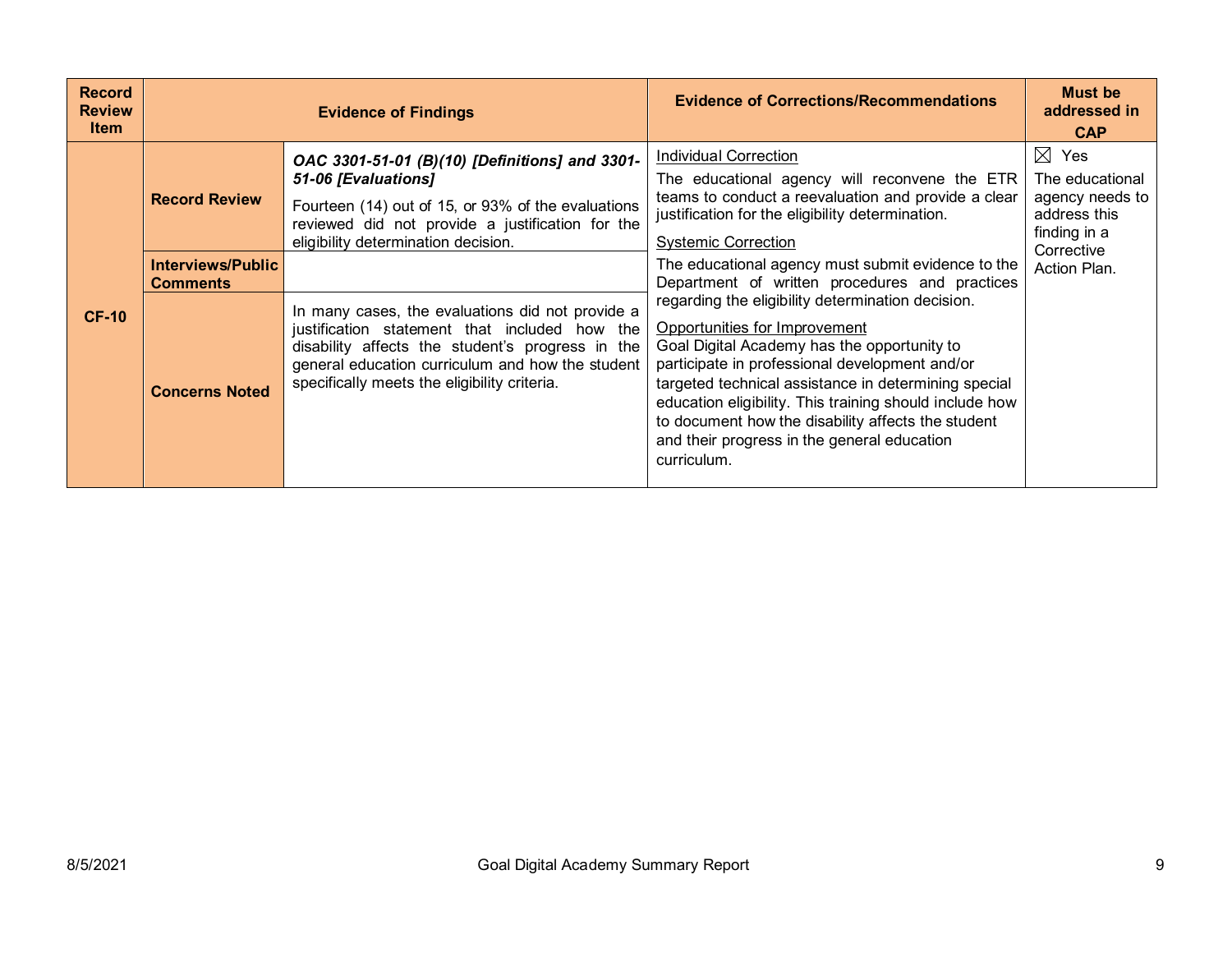| Record Review Item | Evidence of Findings | | Evidence of Corrections/Recommendations | Must be addressed in CAP |
|---|---|---|---|---|
| CF-10 | Record Review | ***OAC 3301-51-01 (B)(10) [Definitions] and 3301-51-06 [Evaluations]***<br><br>Fourteen (14) out of 15, or 93% of the evaluations reviewed did not provide a justification for the eligibility determination decision. | Individual Correction<br><br>The educational agency will reconvene the ETR teams to conduct a reevaluation and provide a clear justification for the eligibility determination.<br><br>Systemic Correction<br><br>The educational agency must submit evidence to the Department of written procedures and practices regarding the eligibility determination decision.<br><br>Opportunities for Improvement<br><br>Goal Digital Academy has the opportunity to participate in professional development and/or targeted technical assistance in determining special education eligibility. This training should include how to document how the disability affects the student and their progress in the general education curriculum. | ☒ Yes<br><br>The educational agency needs to address this finding in a Corrective Action Plan. |
| | Interviews/Public Comments | | | |
| | Concerns Noted | In many cases, the evaluations did not provide a justification statement that included how the disability affects the student's progress in the general education curriculum and how the student specifically meets the eligibility criteria. | | |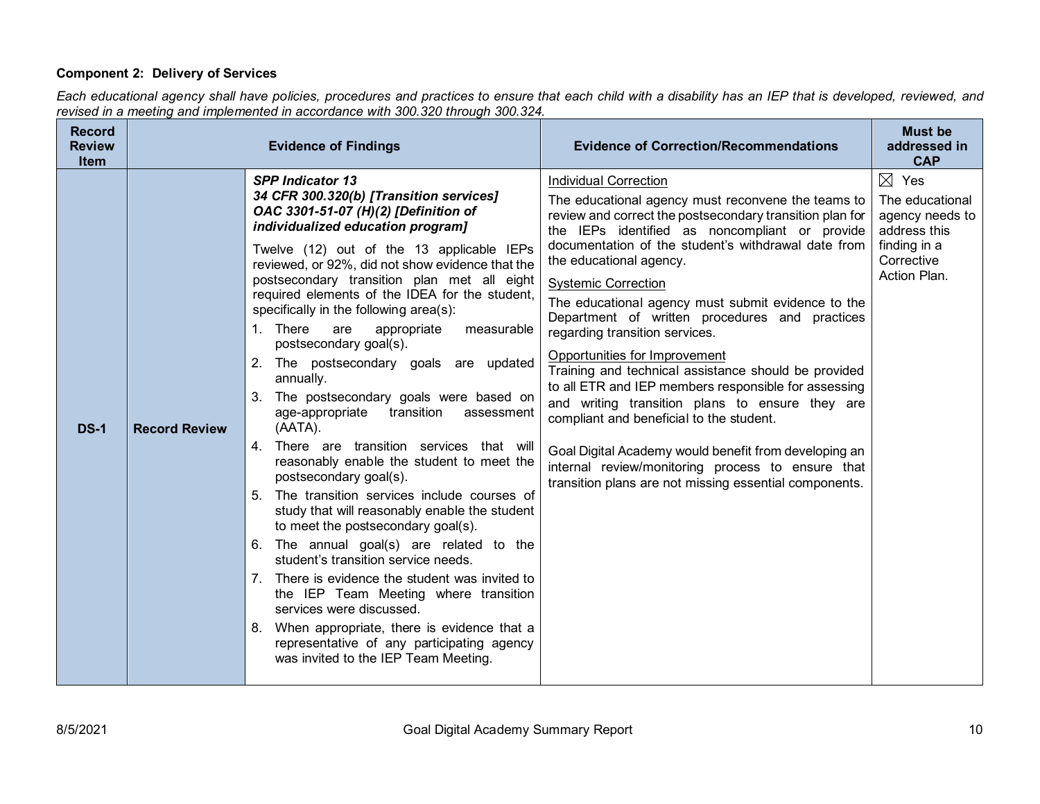**Component 2: Delivery of Services**

*Each educational agency shall have policies, procedures and practices to ensure that each child with a disability has an IEP that is developed, reviewed, and revised in a meeting and implemented in accordance with 300.320 through 300.324.*

| Record Review Item | Evidence of Findings | | Evidence of Correction/Recommendations | Must be addressed in CAP |
|---|---|---|---|---|
| **DS-1** | **Record Review** | ***SPP Indicator 13***<br>***34 CFR 300.320(b) [Transition services]***<br>***OAC 3301-51-07 (H)(2) [Definition of individualized education program]***<br><br>Twelve (12) out of the 13 applicable IEPs reviewed, or 92%, did not show evidence that the postsecondary transition plan met all eight required elements of the IDEA for the student, specifically in the following area(s):<br>1. There are appropriate measurable postsecondary goal(s).<br>2. The postsecondary goals are updated annually.<br>3. The postsecondary goals were based on age-appropriate transition assessment (AATA).<br>4. There are transition services that will reasonably enable the student to meet the postsecondary goal(s).<br>5. The transition services include courses of study that will reasonably enable the student to meet the postsecondary goal(s).<br>6. The annual goal(s) are related to the student's transition service needs.<br>7. There is evidence the student was invited to the IEP Team Meeting where transition services were discussed.<br>8. When appropriate, there is evidence that a representative of any participating agency was invited to the IEP Team Meeting. | Individual Correction<br>The educational agency must reconvene the teams to review and correct the postsecondary transition plan for the IEPs identified as noncompliant or provide documentation of the student's withdrawal date from the educational agency.<br><br>Systemic Correction<br>The educational agency must submit evidence to the Department of written procedures and practices regarding transition services.<br><br>Opportunities for Improvement<br>Training and technical assistance should be provided to all ETR and IEP members responsible for assessing and writing transition plans to ensure they are compliant and beneficial to the student.<br><br>Goal Digital Academy would benefit from developing an internal review/monitoring process to ensure that transition plans are not missing essential components. | ☒ Yes<br>The educational agency needs to address this finding in a Corrective Action Plan. |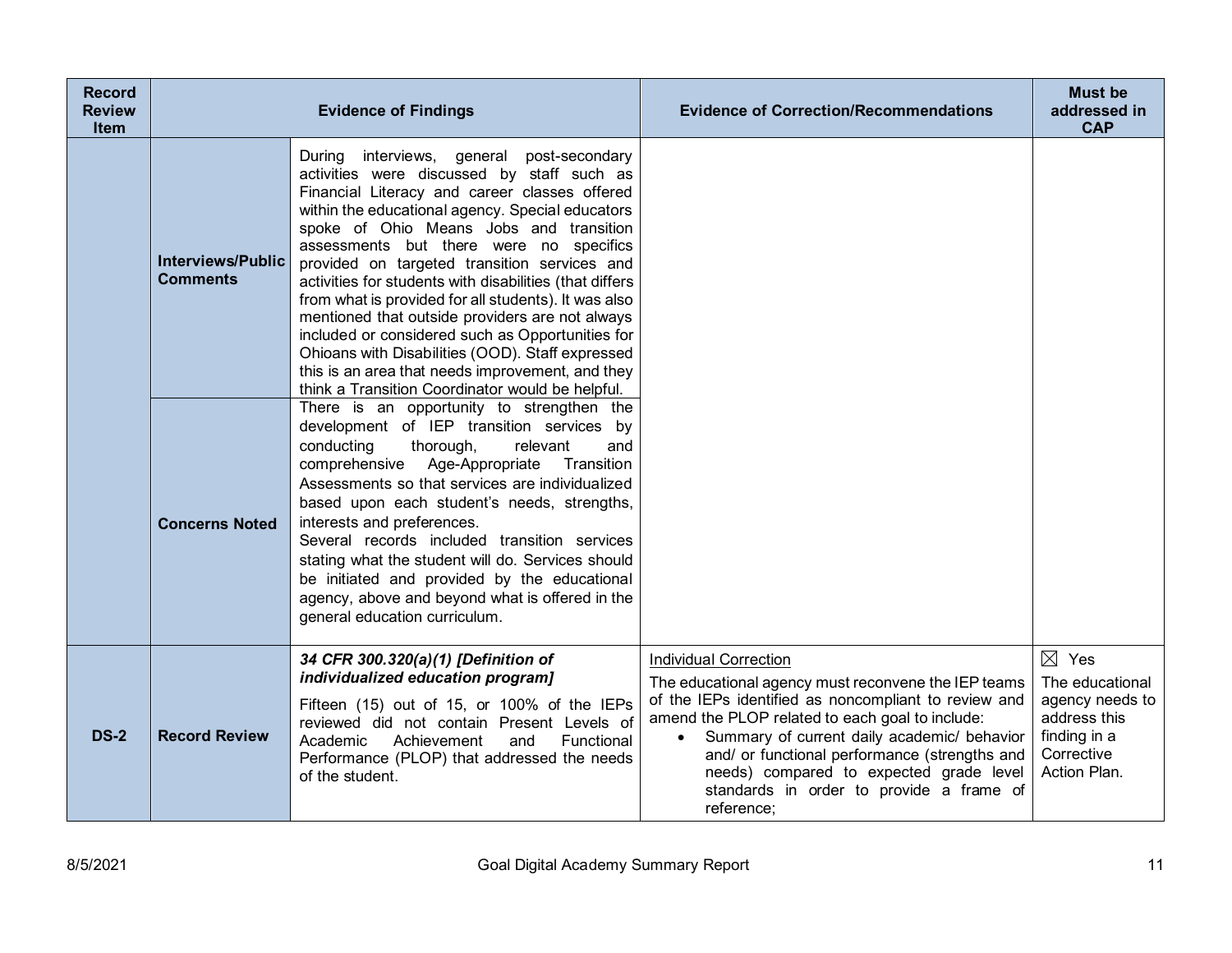| Record Review Item | Evidence of Findings | | Evidence of Correction/Recommendations | Must be addressed in CAP |
|---|---|---|---|---|
| | **Interviews/Public Comments** | During interviews, general post-secondary activities were discussed by staff such as Financial Literacy and career classes offered within the educational agency. Special educators spoke of Ohio Means Jobs and transition assessments but there were no specifics provided on targeted transition services and activities for students with disabilities (that differs from what is provided for all students). It was also mentioned that outside providers are not always included or considered such as Opportunities for Ohioans with Disabilities (OOD). Staff expressed this is an area that needs improvement, and they think a Transition Coordinator would be helpful. | | |
| | **Concerns Noted** | There is an opportunity to strengthen the development of IEP transition services by conducting thorough, relevant and comprehensive Age-Appropriate Transition Assessments so that services are individualized based upon each student's needs, strengths, interests and preferences.<br>Several records included transition services stating what the student will do. Services should be initiated and provided by the educational agency, above and beyond what is offered in the general education curriculum. | | |
| **DS-2** | **Record Review** | ***34 CFR 300.320(a)(1) [Definition of individualized education program]***<br>Fifteen (15) out of 15, or 100% of the IEPs reviewed did not contain Present Levels of Academic Achievement and Functional Performance (PLOP) that addressed the needs of the student. | Individual Correction<br>The educational agency must reconvene the IEP teams of the IEPs identified as noncompliant to review and amend the PLOP related to each goal to include:<br>• Summary of current daily academic/ behavior and/ or functional performance (strengths and needs) compared to expected grade level standards in order to provide a frame of reference; | ☒ Yes<br>The educational agency needs to address this finding in a Corrective Action Plan. |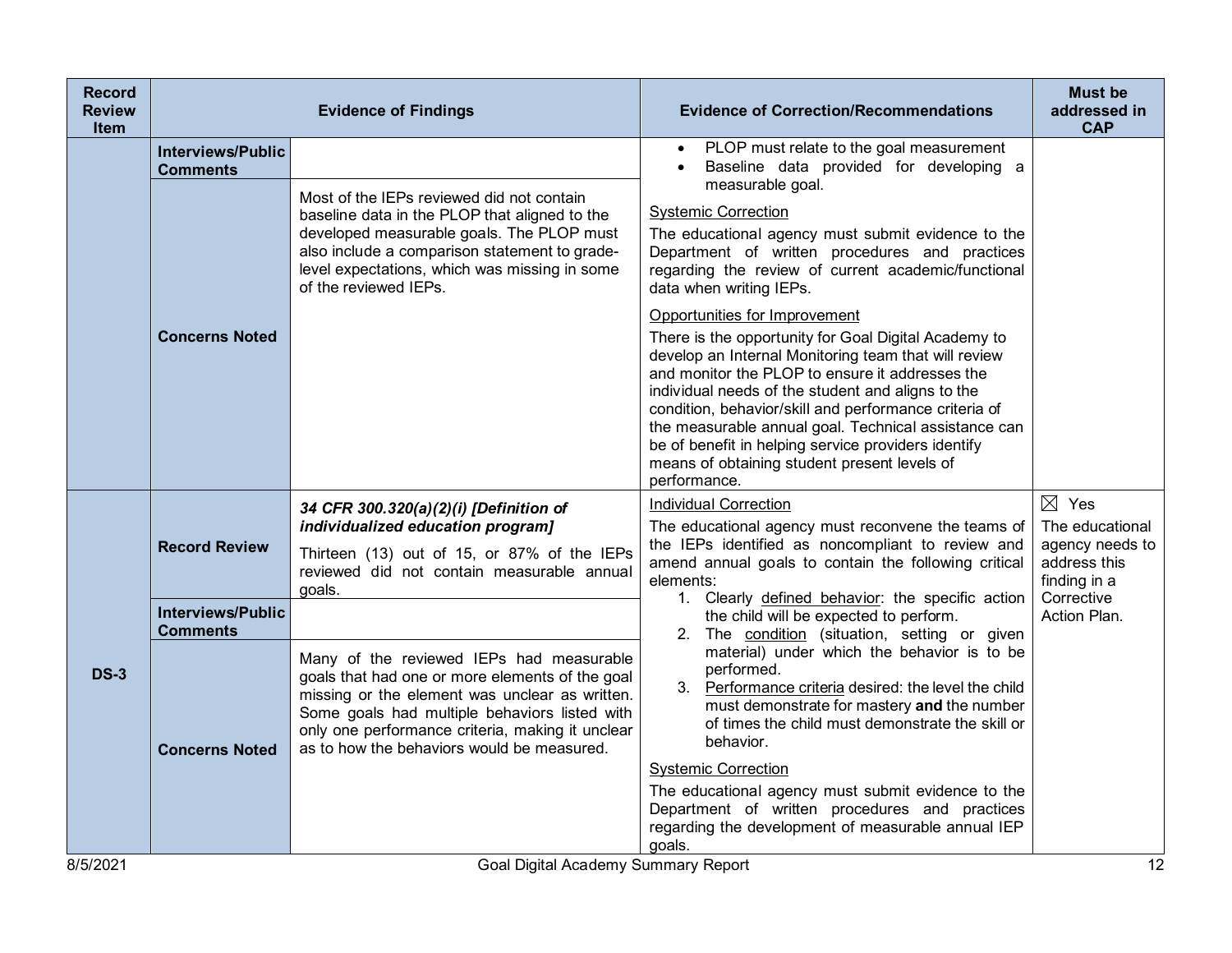| Record Review Item | | Evidence of Findings | Evidence of Correction/Recommendations | Must be addressed in CAP |
|---|---|---|---|---|
| | **Interviews/Public Comments** | | • PLOP must relate to the goal measurement<br>• Baseline data provided for developing a measurable goal.<br><br><u>Systemic Correction</u><br>The educational agency must submit evidence to the Department of written procedures and practices regarding the review of current academic/functional data when writing IEPs.<br><br><u>Opportunities for Improvement</u><br>There is the opportunity for Goal Digital Academy to develop an Internal Monitoring team that will review and monitor the PLOP to ensure it addresses the individual needs of the student and aligns to the condition, behavior/skill and performance criteria of the measurable annual goal. Technical assistance can be of benefit in helping service providers identify means of obtaining student present levels of performance. | |
| | **Concerns Noted** | Most of the IEPs reviewed did not contain baseline data in the PLOP that aligned to the developed measurable goals. The PLOP must also include a comparison statement to grade-level expectations, which was missing in some of the reviewed IEPs. | | |
| **DS-3** | **Record Review** | ***34 CFR 300.320(a)(2)(i) [Definition of individualized education program]***<br>Thirteen (13) out of 15, or 87% of the IEPs reviewed did not contain measurable annual goals. | <u>Individual Correction</u><br>The educational agency must reconvene the teams of the IEPs identified as noncompliant to review and amend annual goals to contain the following critical elements:<br>1. Clearly <u>defined behavior</u>: the specific action the child will be expected to perform.<br>2. The <u>condition</u> (situation, setting or given material) under which the behavior is to be performed.<br>3. <u>Performance criteria</u> desired: the level the child must demonstrate for mastery **and** the number of times the child must demonstrate the skill or behavior.<br><br><u>Systemic Correction</u><br>The educational agency must submit evidence to the Department of written procedures and practices regarding the development of measurable annual IEP goals. | ☒ Yes<br>The educational agency needs to address this finding in a Corrective Action Plan. |
| | **Interviews/Public Comments** | | | |
| | **Concerns Noted** | Many of the reviewed IEPs had measurable goals that had one or more elements of the goal missing or the element was unclear as written. Some goals had multiple behaviors listed with only one performance criteria, making it unclear as to how the behaviors would be measured. | | |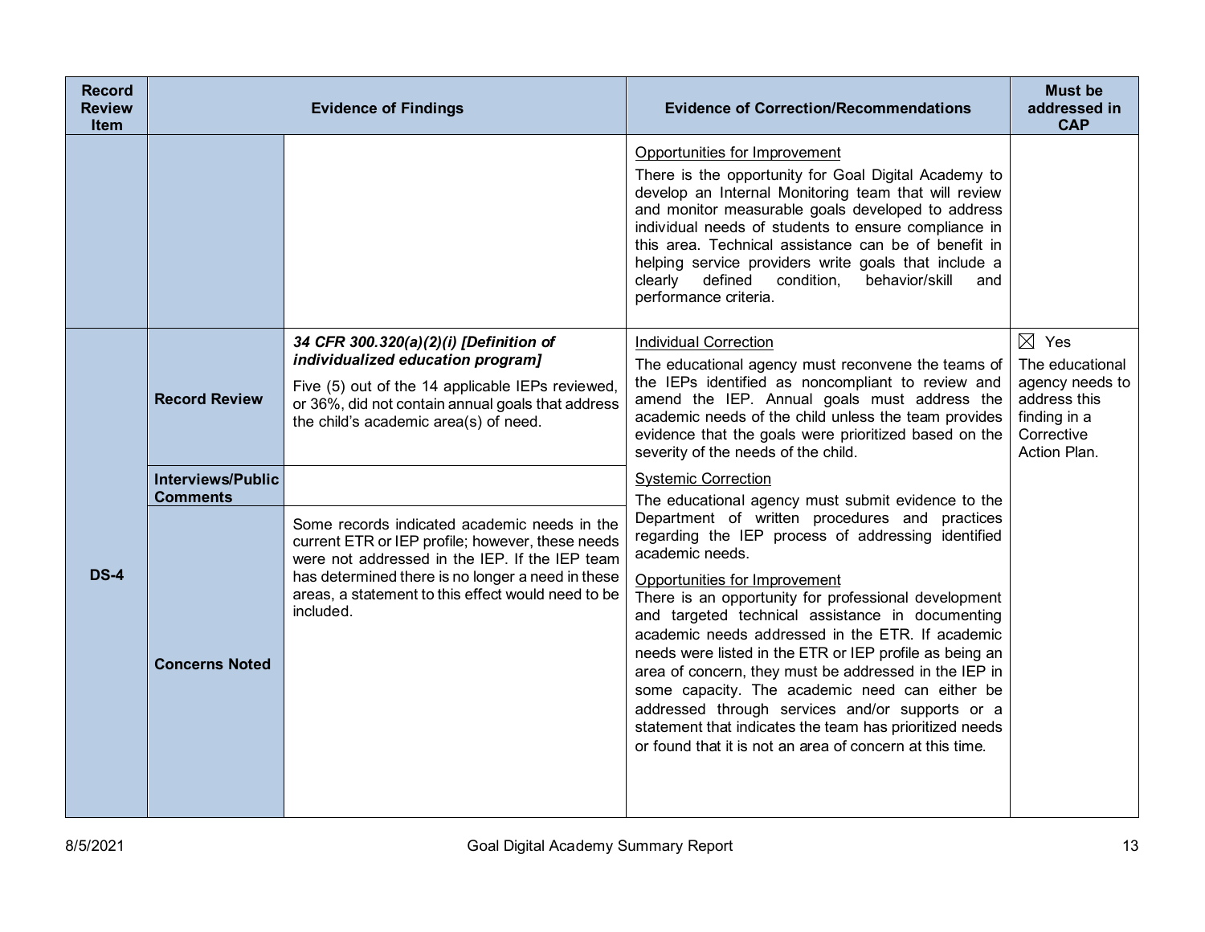| Record Review Item | Evidence of Findings | | Evidence of Correction/Recommendations | Must be addressed in CAP |
|---|---|---|---|---|
| | | | Opportunities for Improvement<br>There is the opportunity for Goal Digital Academy to develop an Internal Monitoring team that will review and monitor measurable goals developed to address individual needs of students to ensure compliance in this area. Technical assistance can be of benefit in helping service providers write goals that include a clearly defined condition, behavior/skill and performance criteria. | |
| **DS-4** | **Record Review** | ***34 CFR 300.320(a)(2)(i) [Definition of individualized education program]***<br>Five (5) out of the 14 applicable IEPs reviewed, or 36%, did not contain annual goals that address the child's academic area(s) of need. | Individual Correction<br>The educational agency must reconvene the teams of the IEPs identified as noncompliant to review and amend the IEP. Annual goals must address the academic needs of the child unless the team provides evidence that the goals were prioritized based on the severity of the needs of the child.<br>Systemic Correction<br>The educational agency must submit evidence to the Department of written procedures and practices regarding the IEP process of addressing identified academic needs.<br>Opportunities for Improvement<br>There is an opportunity for professional development and targeted technical assistance in documenting academic needs addressed in the ETR. If academic needs were listed in the ETR or IEP profile as being an area of concern, they must be addressed in the IEP in some capacity. The academic need can either be addressed through services and/or supports or a statement that indicates the team has prioritized needs or found that it is not an area of concern at this time. | ☒ Yes<br>The educational agency needs to address this finding in a Corrective Action Plan. |
| | **Interviews/Public Comments** | | | |
| | **Concerns Noted** | Some records indicated academic needs in the current ETR or IEP profile; however, these needs were not addressed in the IEP. If the IEP team has determined there is no longer a need in these areas, a statement to this effect would need to be included. | | |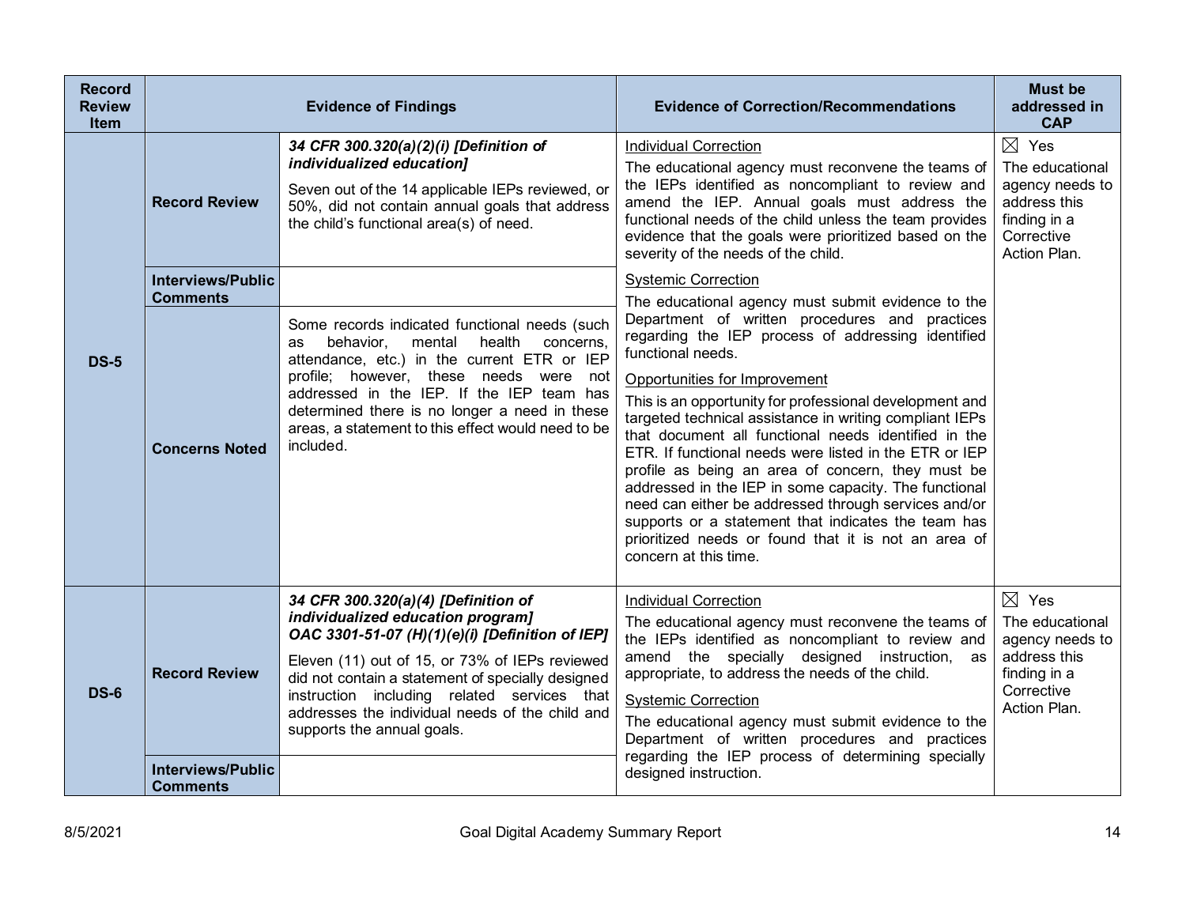| Record Review Item | Evidence of Findings | | Evidence of Correction/Recommendations | Must be addressed in CAP |
|---|---|---|---|---|
| DS-5 | Record Review | ***34 CFR 300.320(a)(2)(i) [Definition of individualized education]*** Seven out of the 14 applicable IEPs reviewed, or 50%, did not contain annual goals that address the child's functional area(s) of need. | <u>Individual Correction</u> The educational agency must reconvene the teams of the IEPs identified as noncompliant to review and amend the IEP. Annual goals must address the functional needs of the child unless the team provides evidence that the goals were prioritized based on the severity of the needs of the child. <u>Systemic Correction</u> The educational agency must submit evidence to the Department of written procedures and practices regarding the IEP process of addressing identified functional needs. <u>Opportunities for Improvement</u> This is an opportunity for professional development and targeted technical assistance in writing compliant IEPs that document all functional needs identified in the ETR. If functional needs were listed in the ETR or IEP profile as being an area of concern, they must be addressed in the IEP in some capacity. The functional need can either be addressed through services and/or supports or a statement that indicates the team has prioritized needs or found that it is not an area of concern at this time. | ☒ Yes The educational agency needs to address this finding in a Corrective Action Plan. |
| | Interviews/Public Comments | | | |
| | Concerns Noted | Some records indicated functional needs (such as behavior, mental health concerns, attendance, etc.) in the current ETR or IEP profile; however, these needs were not addressed in the IEP. If the IEP team has determined there is no longer a need in these areas, a statement to this effect would need to be included. | | |
| DS-6 | Record Review | ***34 CFR 300.320(a)(4) [Definition of individualized education program]*** ***OAC 3301-51-07 (H)(1)(e)(i) [Definition of IEP]*** Eleven (11) out of 15, or 73% of IEPs reviewed did not contain a statement of specially designed instruction including related services that addresses the individual needs of the child and supports the annual goals. | <u>Individual Correction</u> The educational agency must reconvene the teams of the IEPs identified as noncompliant to review and amend the specially designed instruction, as appropriate, to address the needs of the child. <u>Systemic Correction</u> The educational agency must submit evidence to the Department of written procedures and practices regarding the IEP process of determining specially designed instruction. | ☒ Yes The educational agency needs to address this finding in a Corrective Action Plan. |
| | Interviews/Public Comments | | | |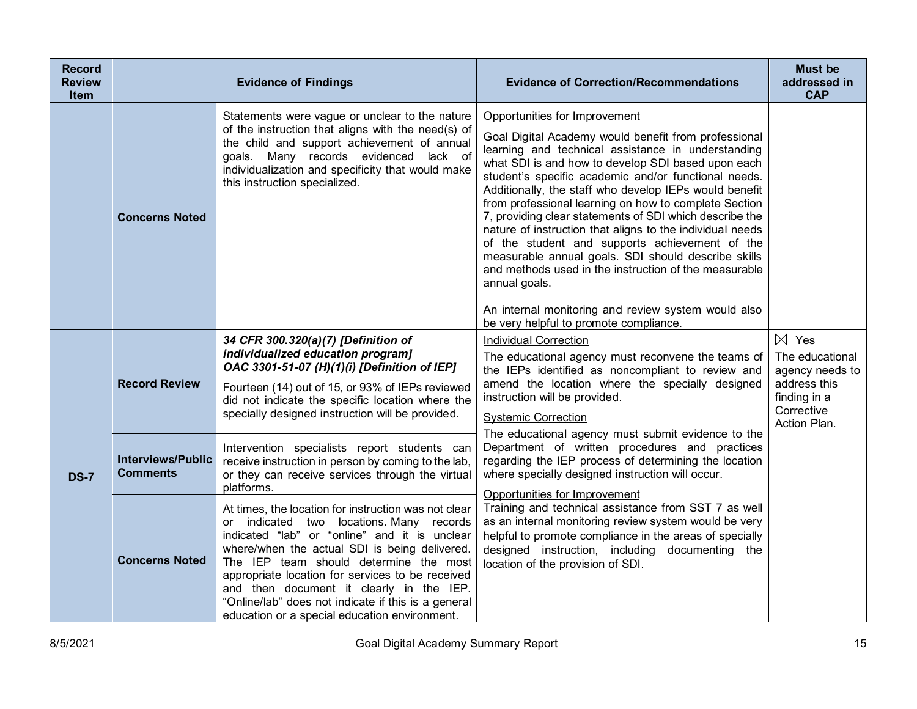| Record Review Item | Evidence of Findings | | Evidence of Correction/Recommendations | Must be addressed in CAP |
|---|---|---|---|---|
| | **Concerns Noted** | Statements were vague or unclear to the nature of the instruction that aligns with the need(s) of the child and support achievement of annual goals. Many records evidenced lack of individualization and specificity that would make this instruction specialized. | Opportunities for Improvement<br><br>Goal Digital Academy would benefit from professional learning and technical assistance in understanding what SDI is and how to develop SDI based upon each student's specific academic and/or functional needs. Additionally, the staff who develop IEPs would benefit from professional learning on how to complete Section 7, providing clear statements of SDI which describe the nature of instruction that aligns to the individual needs of the student and supports achievement of the measurable annual goals. SDI should describe skills and methods used in the instruction of the measurable annual goals.<br><br>An internal monitoring and review system would also be very helpful to promote compliance. | |
| **DS-7** | **Record Review** | ***34 CFR 300.320(a)(7) [Definition of individualized education program]***<br>***OAC 3301-51-07 (H)(1)(i) [Definition of IEP]***<br><br>Fourteen (14) out of 15, or 93% of IEPs reviewed did not indicate the specific location where the specially designed instruction will be provided. | Individual Correction<br><br>The educational agency must reconvene the teams of the IEPs identified as noncompliant to review and amend the location where the specially designed instruction will be provided.<br><br>Systemic Correction<br><br>The educational agency must submit evidence to the Department of written procedures and practices regarding the IEP process of determining the location where specially designed instruction will occur.<br><br>Opportunities for Improvement<br><br>Training and technical assistance from SST 7 as well as an internal monitoring review system would be very helpful to promote compliance in the areas of specially designed instruction, including documenting the location of the provision of SDI. | ☒ Yes<br>The educational agency needs to address this finding in a Corrective Action Plan. |
| | **Interviews/Public Comments** | Intervention specialists report students can receive instruction in person by coming to the lab, or they can receive services through the virtual platforms. | | |
| | **Concerns Noted** | At times, the location for instruction was not clear or indicated two locations. Many records indicated "lab" or "online" and it is unclear where/when the actual SDI is being delivered. The IEP team should determine the most appropriate location for services to be received and then document it clearly in the IEP. "Online/lab" does not indicate if this is a general education or a special education environment. | | |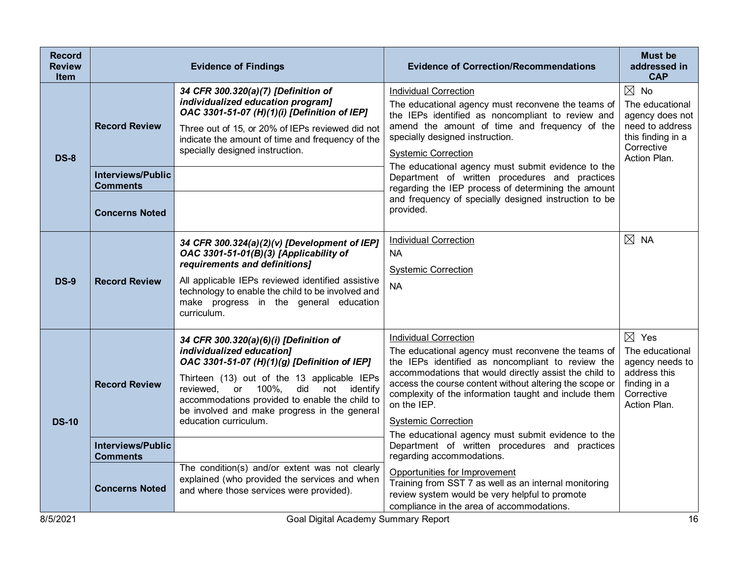| Record Review Item | Evidence of Findings | | Evidence of Correction/Recommendations | Must be addressed in CAP |
|---|---|---|---|---|
| DS-8 | Record Review | ***34 CFR 300.320(a)(7) [Definition of individualized education program]***<br>***OAC 3301-51-07 (H)(1)(i) [Definition of IEP]***<br>Three out of 15, or 20% of IEPs reviewed did not indicate the amount of time and frequency of the specially designed instruction. | Individual Correction<br>The educational agency must reconvene the teams of the IEPs identified as noncompliant to review and amend the amount of time and frequency of the specially designed instruction.<br>Systemic Correction<br>The educational agency must submit evidence to the Department of written procedures and practices regarding the IEP process of determining the amount and frequency of specially designed instruction to be provided. | ☒ No<br>The educational agency does not need to address this finding in a Corrective Action Plan. |
| | Interviews/Public Comments | | | |
| | Concerns Noted | | | |
| DS-9 | Record Review | ***34 CFR 300.324(a)(2)(v) [Development of IEP]***<br>***OAC 3301-51-01(B)(3) [Applicability of requirements and definitions]***<br>All applicable IEPs reviewed identified assistive technology to enable the child to be involved and make progress in the general education curriculum. | Individual Correction<br>NA<br>Systemic Correction<br>NA | ☒ NA |
| DS-10 | Record Review | ***34 CFR 300.320(a)(6)(i) [Definition of individualized education]***<br>***OAC 3301-51-07 (H)(1)(g) [Definition of IEP]***<br>Thirteen (13) out of the 13 applicable IEPs reviewed, or 100%, did not identify accommodations provided to enable the child to be involved and make progress in the general education curriculum. | Individual Correction<br>The educational agency must reconvene the teams of the IEPs identified as noncompliant to review the accommodations that would directly assist the child to access the course content without altering the scope or complexity of the information taught and include them on the IEP.<br>Systemic Correction<br>The educational agency must submit evidence to the Department of written procedures and practices regarding accommodations.<br>Opportunities for Improvement<br>Training from SST 7 as well as an internal monitoring review system would be very helpful to promote compliance in the area of accommodations. | ☒ Yes<br>The educational agency needs to address this finding in a Corrective Action Plan. |
| | Interviews/Public Comments | | | |
| | Concerns Noted | The condition(s) and/or extent was not clearly explained (who provided the services and when and where those services were provided). | | |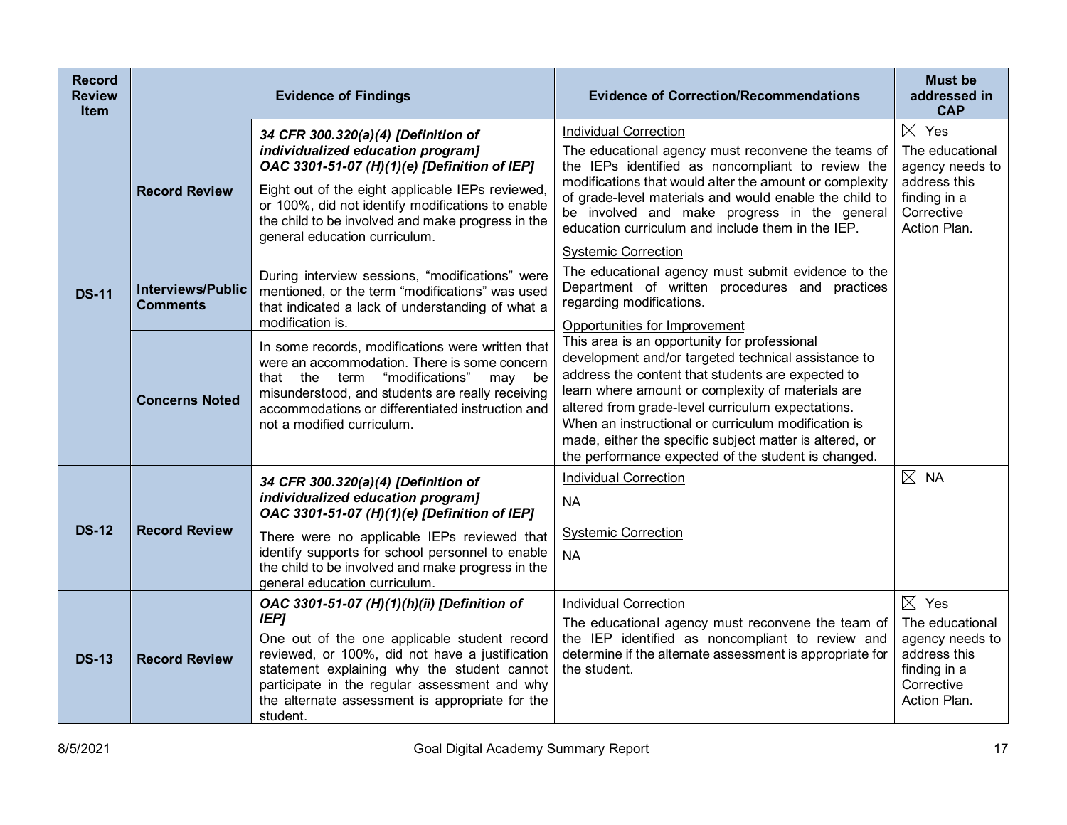| Record Review Item | Evidence of Findings | | Evidence of Correction/Recommendations | Must be addressed in CAP |
|---|---|---|---|---|
| DS-11 | Record Review | ***34 CFR 300.320(a)(4) [Definition of individualized education program]*** ***OAC 3301-51-07 (H)(1)(e) [Definition of IEP]*** Eight out of the eight applicable IEPs reviewed, or 100%, did not identify modifications to enable the child to be involved and make progress in the general education curriculum. | Individual Correction The educational agency must reconvene the teams of the IEPs identified as noncompliant to review the modifications that would alter the amount or complexity of grade-level materials and would enable the child to be involved and make progress in the general education curriculum and include them in the IEP. Systemic Correction The educational agency must submit evidence to the Department of written procedures and practices regarding modifications. Opportunities for Improvement This area is an opportunity for professional development and/or targeted technical assistance to address the content that students are expected to learn where amount or complexity of materials are altered from grade-level curriculum expectations. When an instructional or curriculum modification is made, either the specific subject matter is altered, or the performance expected of the student is changed. | ☒ Yes The educational agency needs to address this finding in a Corrective Action Plan. |
| | Interviews/Public Comments | During interview sessions, "modifications" were mentioned, or the term "modifications" was used that indicated a lack of understanding of what a modification is. | | |
| | Concerns Noted | In some records, modifications were written that were an accommodation. There is some concern that the term "modifications" may be misunderstood, and students are really receiving accommodations or differentiated instruction and not a modified curriculum. | | |
| DS-12 | Record Review | ***34 CFR 300.320(a)(4) [Definition of individualized education program]*** ***OAC 3301-51-07 (H)(1)(e) [Definition of IEP]*** There were no applicable IEPs reviewed that identify supports for school personnel to enable the child to be involved and make progress in the general education curriculum. | Individual Correction NA Systemic Correction NA | ☒ NA |
| DS-13 | Record Review | ***OAC 3301-51-07 (H)(1)(h)(ii) [Definition of IEP]*** One out of the one applicable student record reviewed, or 100%, did not have a justification statement explaining why the student cannot participate in the regular assessment and why the alternate assessment is appropriate for the student. | Individual Correction The educational agency must reconvene the team of the IEP identified as noncompliant to review and determine if the alternate assessment is appropriate for the student. | ☒ Yes The educational agency needs to address this finding in a Corrective Action Plan. |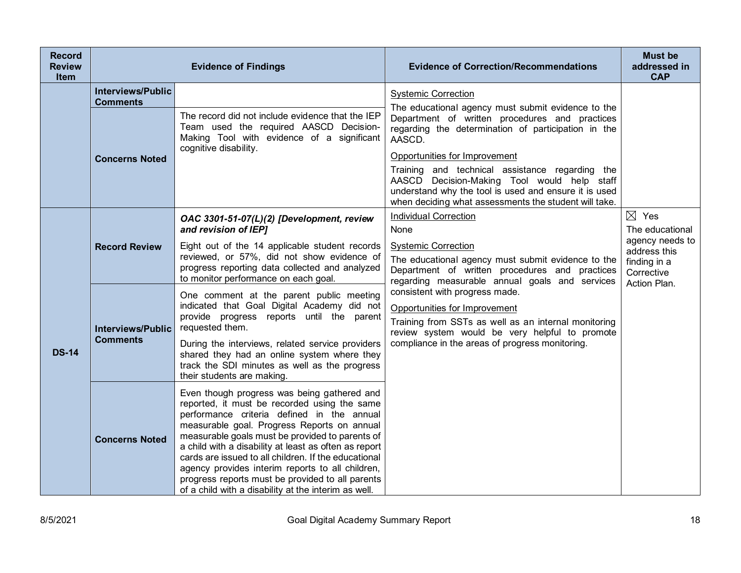| Record Review Item | Evidence of Findings | | Evidence of Correction/Recommendations | Must be addressed in CAP |
|---|---|---|---|---|
| | **Interviews/Public Comments** | | Systemic Correction<br>The educational agency must submit evidence to the Department of written procedures and practices regarding the determination of participation in the AASCD.<br>Opportunities for Improvement<br>Training and technical assistance regarding the AASCD Decision-Making Tool would help staff understand why the tool is used and ensure it is used when deciding what assessments the student will take. | |
| | **Concerns Noted** | The record did not include evidence that the IEP Team used the required AASCD Decision-Making Tool with evidence of a significant cognitive disability. | | |
| **DS-14** | **Record Review** | ***OAC 3301-51-07(L)(2) [Development, review and revision of IEP]***<br>Eight out of the 14 applicable student records reviewed, or 57%, did not show evidence of progress reporting data collected and analyzed to monitor performance on each goal. | Individual Correction<br>None<br>Systemic Correction<br>The educational agency must submit evidence to the Department of written procedures and practices regarding measurable annual goals and services consistent with progress made.<br>Opportunities for Improvement<br>Training from SSTs as well as an internal monitoring review system would be very helpful to promote compliance in the areas of progress monitoring. | ☒ Yes<br>The educational agency needs to address this finding in a Corrective Action Plan. |
| | **Interviews/Public Comments** | One comment at the parent public meeting indicated that Goal Digital Academy did not provide progress reports until the parent requested them.<br>During the interviews, related service providers shared they had an online system where they track the SDI minutes as well as the progress their students are making. | | |
| | **Concerns Noted** | Even though progress was being gathered and reported, it must be recorded using the same performance criteria defined in the annual measurable goal. Progress Reports on annual measurable goals must be provided to parents of a child with a disability at least as often as report cards are issued to all children. If the educational agency provides interim reports to all children, progress reports must be provided to all parents of a child with a disability at the interim as well. | | |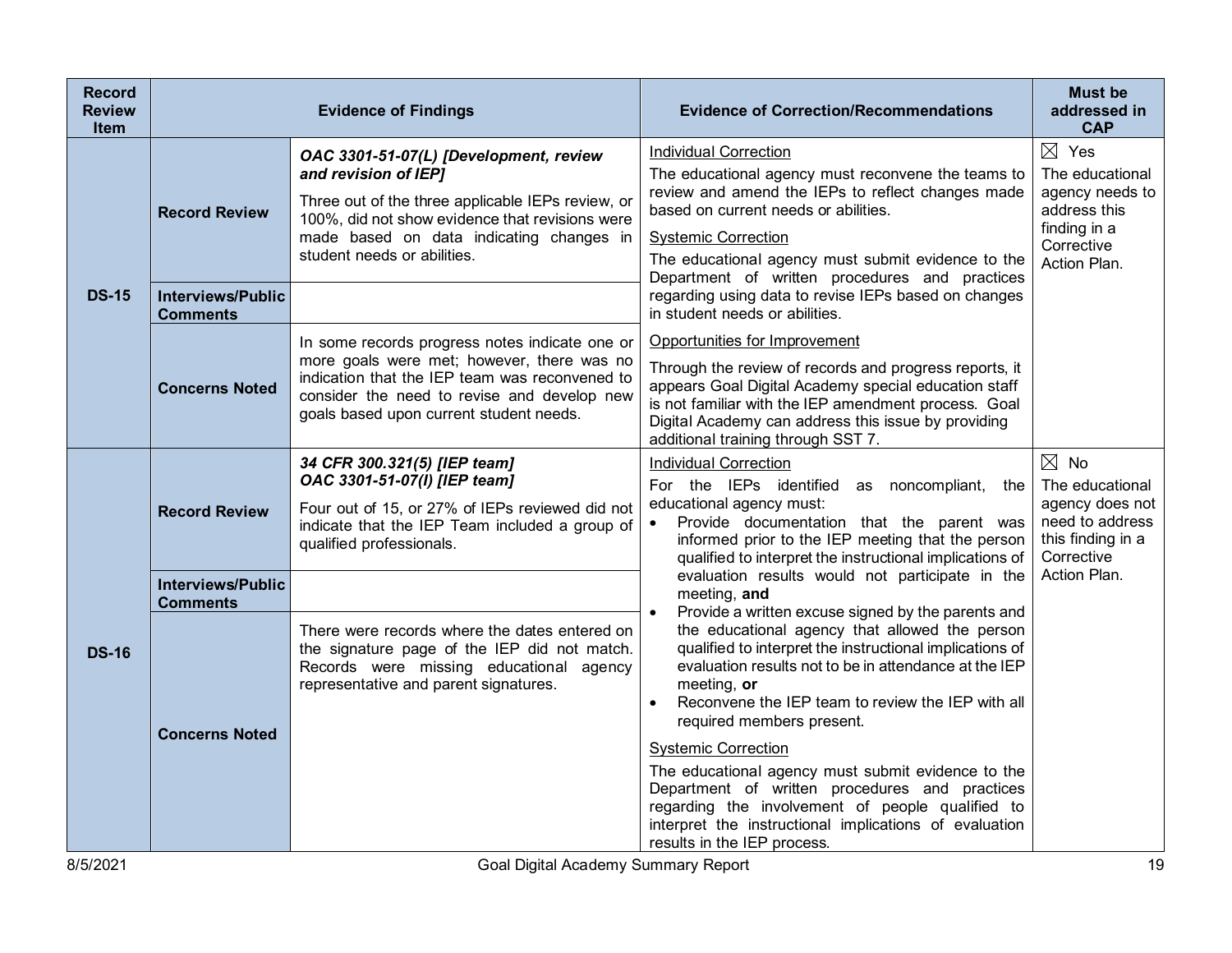| Record Review Item | Evidence of Findings | | Evidence of Correction/Recommendations | Must be addressed in CAP |
|---|---|---|---|---|
| DS-15 | Record Review | ***OAC 3301-51-07(L) [Development, review and revision of IEP]***<br><br>Three out of the three applicable IEPs review, or 100%, did not show evidence that revisions were made based on data indicating changes in student needs or abilities. | <u>Individual Correction</u><br>The educational agency must reconvene the teams to review and amend the IEPs to reflect changes made based on current needs or abilities.<br><br><u>Systemic Correction</u><br>The educational agency must submit evidence to the Department of written procedures and practices regarding using data to revise IEPs based on changes in student needs or abilities.<br><br><u>Opportunities for Improvement</u><br>Through the review of records and progress reports, it appears Goal Digital Academy special education staff is not familiar with the IEP amendment process. Goal Digital Academy can address this issue by providing additional training through SST 7. | ☒ Yes<br>The educational agency needs to address this finding in a Corrective Action Plan. |
| | Interviews/Public Comments | | | |
| | Concerns Noted | In some records progress notes indicate one or more goals were met; however, there was no indication that the IEP team was reconvened to consider the need to revise and develop new goals based upon current student needs. | | |
| DS-16 | Record Review | ***34 CFR 300.321(5) [IEP team]***<br>***OAC 3301-51-07(I) [IEP team]***<br><br>Four out of 15, or 27% of IEPs reviewed did not indicate that the IEP Team included a group of qualified professionals. | <u>Individual Correction</u><br>For the IEPs identified as noncompliant, the educational agency must:<br>• Provide documentation that the parent was informed prior to the IEP meeting that the person qualified to interpret the instructional implications of evaluation results would not participate in the meeting, **and**<br>• Provide a written excuse signed by the parents and the educational agency that allowed the person qualified to interpret the instructional implications of evaluation results not to be in attendance at the IEP meeting, **or**<br>• Reconvene the IEP team to review the IEP with all required members present.<br><br><u>Systemic Correction</u><br>The educational agency must submit evidence to the Department of written procedures and practices regarding the involvement of people qualified to interpret the instructional implications of evaluation results in the IEP process. | ☒ No<br>The educational agency does not need to address this finding in a Corrective Action Plan. |
| | Interviews/Public Comments | | | |
| | Concerns Noted | There were records where the dates entered on the signature page of the IEP did not match. Records were missing educational agency representative and parent signatures. | | |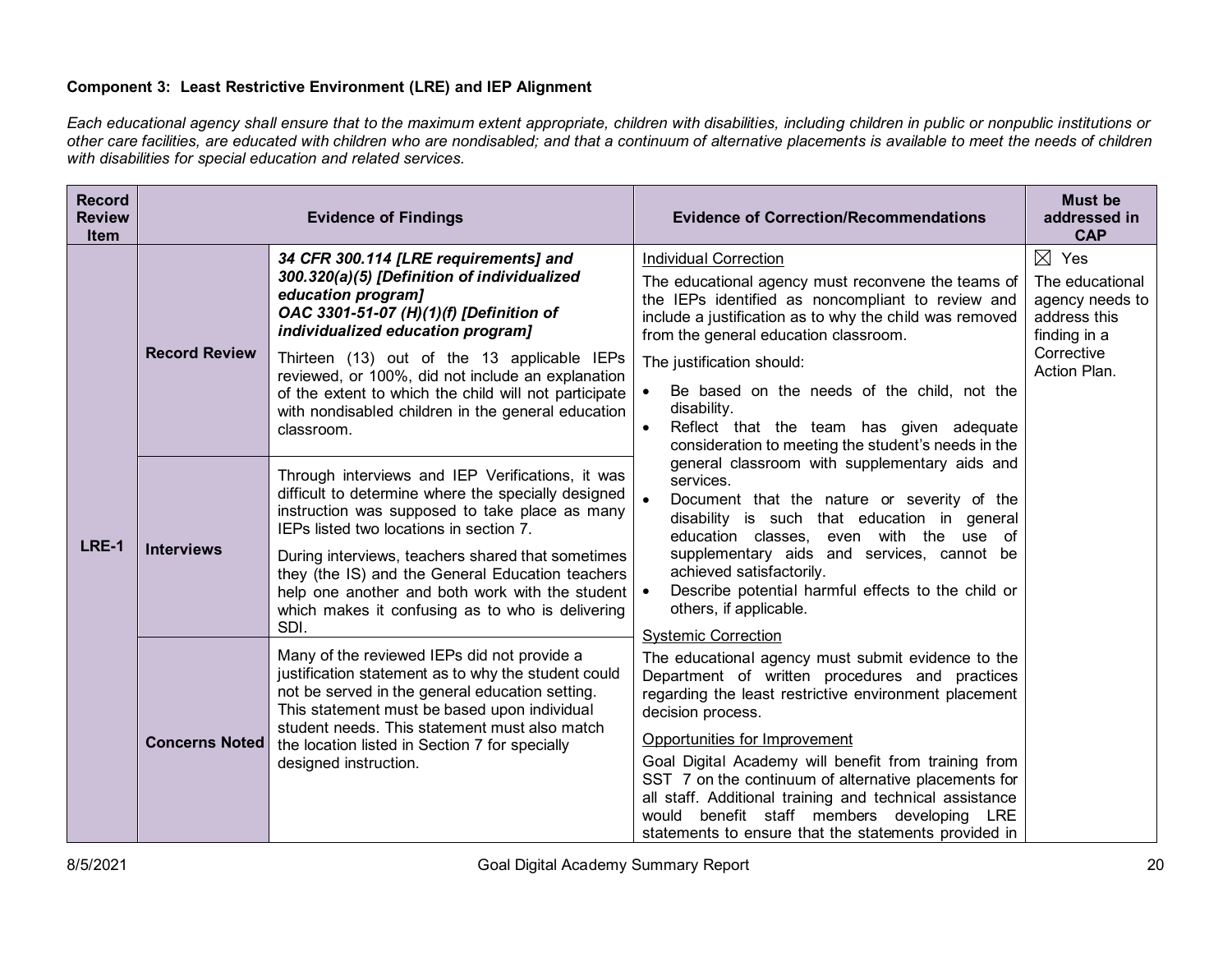**Component 3: Least Restrictive Environment (LRE) and IEP Alignment**

*Each educational agency shall ensure that to the maximum extent appropriate, children with disabilities, including children in public or nonpublic institutions or other care facilities, are educated with children who are nondisabled; and that a continuum of alternative placements is available to meet the needs of children with disabilities for special education and related services.*

| Record Review Item | Evidence of Findings | | Evidence of Correction/Recommendations | Must be addressed in CAP |
|---|---|---|---|---|
| LRE-1 | **Record Review** | ***34 CFR 300.114 [LRE requirements] and 300.320(a)(5) [Definition of individualized education program]*** ***OAC 3301-51-07 (H)(1)(f) [Definition of individualized education program]*** Thirteen (13) out of the 13 applicable IEPs reviewed, or 100%, did not include an explanation of the extent to which the child will not participate with nondisabled children in the general education classroom. | Individual Correction<br>The educational agency must reconvene the teams of the IEPs identified as noncompliant to review and include a justification as to why the child was removed from the general education classroom.<br>The justification should:<br>• Be based on the needs of the child, not the disability.<br>• Reflect that the team has given adequate consideration to meeting the student's needs in the general classroom with supplementary aids and services.<br>• Document that the nature or severity of the disability is such that education in general education classes, even with the use of supplementary aids and services, cannot be achieved satisfactorily.<br>• Describe potential harmful effects to the child or others, if applicable.<br>Systemic Correction<br>The educational agency must submit evidence to the Department of written procedures and practices regarding the least restrictive environment placement decision process.<br>Opportunities for Improvement<br>Goal Digital Academy will benefit from training from SST 7 on the continuum of alternative placements for all staff. Additional training and technical assistance would benefit staff members developing LRE statements to ensure that the statements provided in | ☒ Yes<br>The educational agency needs to address this finding in a Corrective Action Plan. |
| | **Interviews** | Through interviews and IEP Verifications, it was difficult to determine where the specially designed instruction was supposed to take place as many IEPs listed two locations in section 7.<br>During interviews, teachers shared that sometimes they (the IS) and the General Education teachers help one another and both work with the student which makes it confusing as to who is delivering SDI. | | |
| | **Concerns Noted** | Many of the reviewed IEPs did not provide a justification statement as to why the student could not be served in the general education setting. This statement must be based upon individual student needs. This statement must also match the location listed in Section 7 for specially designed instruction. | | |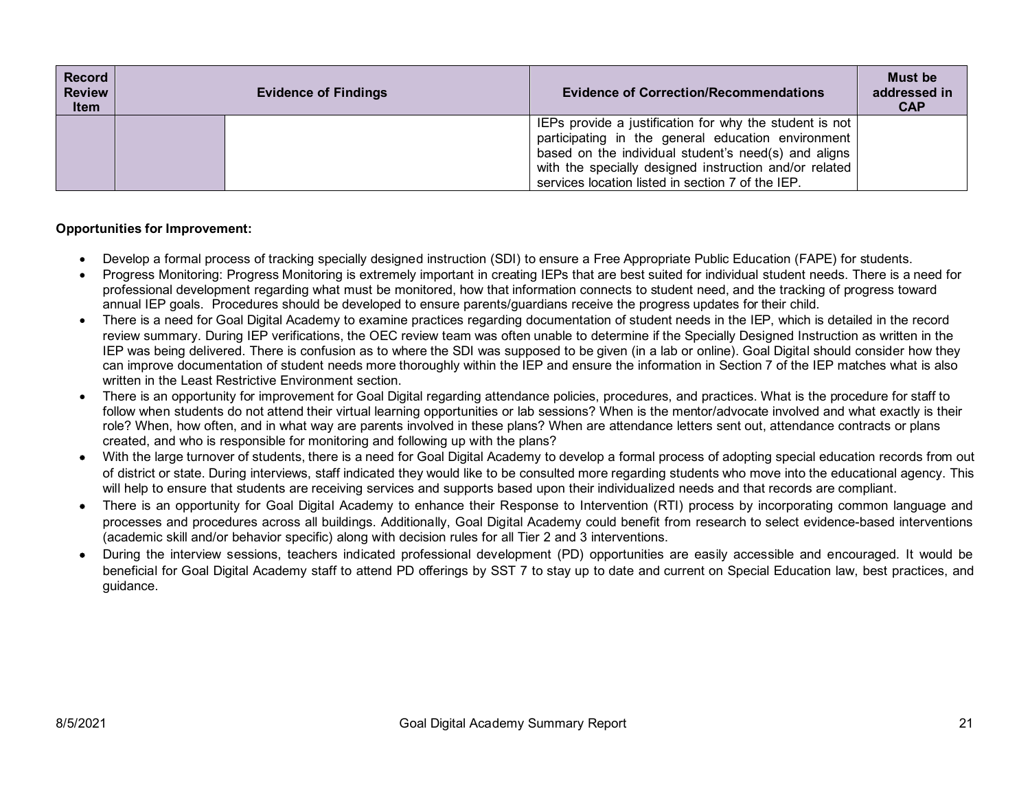| Record Review Item | Evidence of Findings | | Evidence of Correction/Recommendations | Must be addressed in CAP |
|---|---|---|---|---|
| | | | IEPs provide a justification for why the student is not participating in the general education environment based on the individual student's need(s) and aligns with the specially designed instruction and/or related services location listed in section 7 of the IEP. | |

**Opportunities for Improvement:**

- Develop a formal process of tracking specially designed instruction (SDI) to ensure a Free Appropriate Public Education (FAPE) for students.
- Progress Monitoring: Progress Monitoring is extremely important in creating IEPs that are best suited for individual student needs. There is a need for professional development regarding what must be monitored, how that information connects to student need, and the tracking of progress toward annual IEP goals. Procedures should be developed to ensure parents/guardians receive the progress updates for their child.
- There is a need for Goal Digital Academy to examine practices regarding documentation of student needs in the IEP, which is detailed in the record review summary. During IEP verifications, the OEC review team was often unable to determine if the Specially Designed Instruction as written in the IEP was being delivered. There is confusion as to where the SDI was supposed to be given (in a lab or online). Goal Digital should consider how they can improve documentation of student needs more thoroughly within the IEP and ensure the information in Section 7 of the IEP matches what is also written in the Least Restrictive Environment section.
- There is an opportunity for improvement for Goal Digital regarding attendance policies, procedures, and practices. What is the procedure for staff to follow when students do not attend their virtual learning opportunities or lab sessions? When is the mentor/advocate involved and what exactly is their role? When, how often, and in what way are parents involved in these plans? When are attendance letters sent out, attendance contracts or plans created, and who is responsible for monitoring and following up with the plans?
- With the large turnover of students, there is a need for Goal Digital Academy to develop a formal process of adopting special education records from out of district or state. During interviews, staff indicated they would like to be consulted more regarding students who move into the educational agency. This will help to ensure that students are receiving services and supports based upon their individualized needs and that records are compliant.
- There is an opportunity for Goal Digital Academy to enhance their Response to Intervention (RTI) process by incorporating common language and processes and procedures across all buildings. Additionally, Goal Digital Academy could benefit from research to select evidence-based interventions (academic skill and/or behavior specific) along with decision rules for all Tier 2 and 3 interventions.
- During the interview sessions, teachers indicated professional development (PD) opportunities are easily accessible and encouraged. It would be beneficial for Goal Digital Academy staff to attend PD offerings by SST 7 to stay up to date and current on Special Education law, best practices, and guidance.